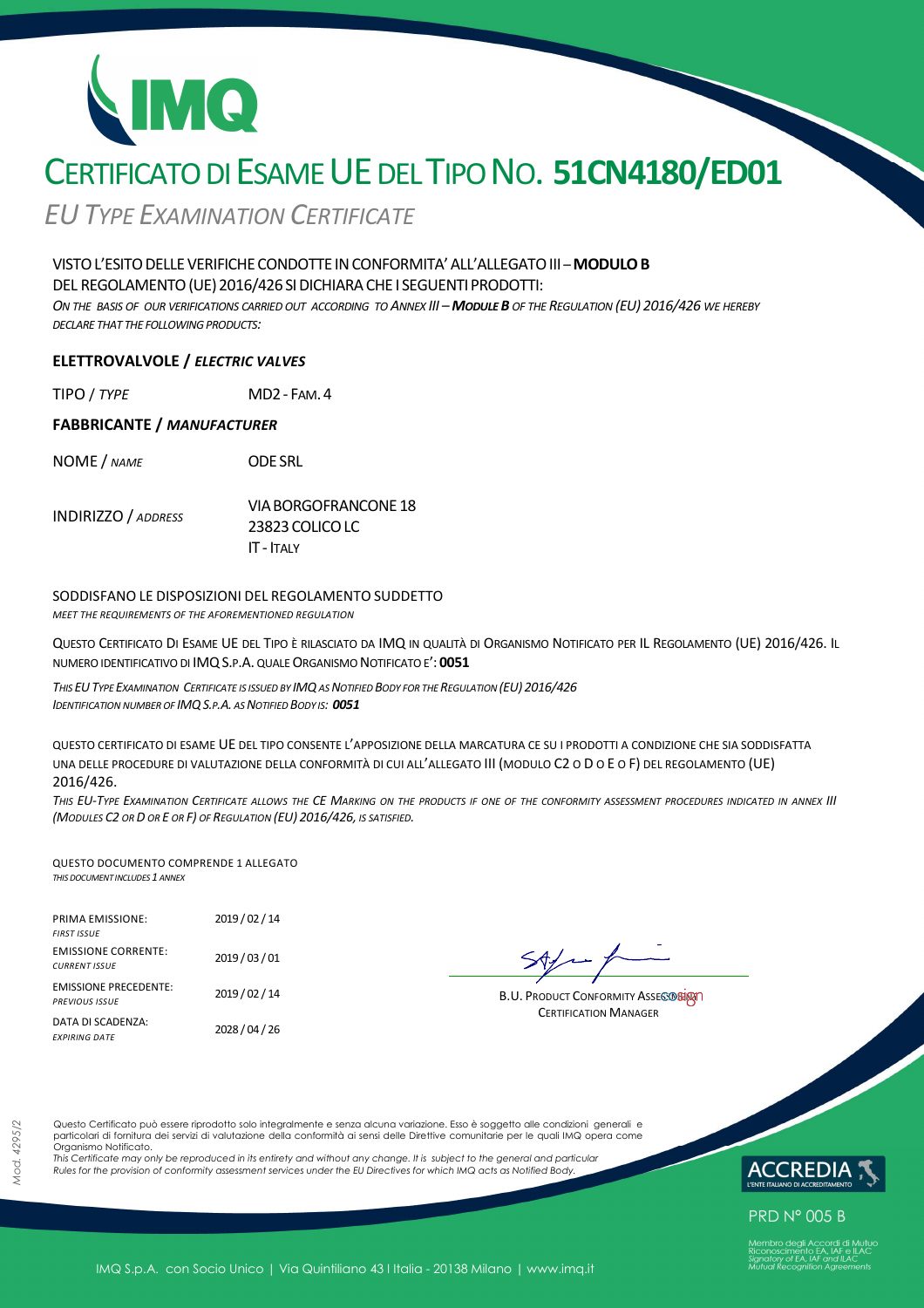# CERTIFICATO DI ESAME UE DEL TIPO NO. **51CN4180/ED01**

*EU TYPE EXAMINATION CERTIFICATE*

VISTO L'ESITO DELLE VERIFICHE CONDOTTE IN CONFORMITA' ALL'ALLEGATO III – **MODULO B** DEL REGOLAMENTO (UE) 2016/426 SI DICHIARA CHE I SEGUENTI PRODOTTI:

*ON THE BASIS OF OUR VERIFICATIONS CARRIED OUT ACCORDING TO ANNEX III – **MODULE B** OF THE REGULATION (EU) 2016/426 WE HEREBY DECLARE THAT THE FOLLOWING PRODUCTS:*

**ELETTROVALVOLE / *ELECTRIC VALVES***

| | |
|---|---|
| TIPO / *TYPE* | MD2 - FAM. 4 |

**FABBRICANTE / *MANUFACTURER***

| | |
|---|---|
| NOME / *NAME* | ODE SRL |
| INDIRIZZO / *ADDRESS* | VIA BORGOFRANCONE 18<br>23823 COLICO LC<br>IT - ITALY |

SODDISFANO LE DISPOSIZIONI DEL REGOLAMENTO SUDDETTO

*MEET THE REQUIREMENTS OF THE AFOREMENTIONED REGULATION*

QUESTO CERTIFICATO DI ESAME UE DEL TIPO È RILASCIATO DA IMQ IN QUALITÀ DI ORGANISMO NOTIFICATO PER IL REGOLAMENTO (UE) 2016/426. IL NUMERO IDENTIFICATIVO DI IMQ S.P.A. QUALE ORGANISMO NOTIFICATO E': **0051**

*THIS EU TYPE EXAMINATION CERTIFICATE IS ISSUED BY IMQ AS NOTIFIED BODY FOR THE REGULATION (EU) 2016/426*
*IDENTIFICATION NUMBER OF IMQ S.P.A. AS NOTIFIED BODY IS: **0051***

QUESTO CERTIFICATO DI ESAME UE DEL TIPO CONSENTE L'APPOSIZIONE DELLA MARCATURA CE SU I PRODOTTI A CONDIZIONE CHE SIA SODDISFATTA UNA DELLE PROCEDURE DI VALUTAZIONE DELLA CONFORMITÀ DI CUI ALL'ALLEGATO III (MODULO C2 O D O E O F) DEL REGOLAMENTO (UE) 2016/426.

*THIS EU-TYPE EXAMINATION CERTIFICATE ALLOWS THE CE MARKING ON THE PRODUCTS IF ONE OF THE CONFORMITY ASSESSMENT PROCEDURES INDICATED IN ANNEX III (MODULES C2 OR D OR E OR F) OF REGULATION (EU) 2016/426, IS SATISFIED.*

QUESTO DOCUMENTO COMPRENDE 1 ALLEGATO
*THIS DOCUMENT INCLUDES 1 ANNEX*

| | |
|---|---|
| PRIMA EMISSIONE: *FIRST ISSUE* | 2019 / 02 / 14 |
| EMISSIONE CORRENTE: *CURRENT ISSUE* | 2019 / 03 / 01 |
| EMISSIONE PRECEDENTE: *PREVIOUS ISSUE* | 2019 / 02 / 14 |
| DATA DI SCADENZA: *EXPIRING DATE* | 2028 / 04 / 26 |

B.U. PRODUCT CONFORMITY ASSESSMENT
CERTIFICATION MANAGER

Questo Certificato può essere riprodotto solo integralmente e senza alcuna variazione. Esso è soggetto alle condizioni generali e particolari di fornitura dei servizi di valutazione della conformità ai sensi delle Direttive comunitarie per le quali IMQ opera come Organismo Notificato.

*This Certificate may only be reproduced in its entirety and without any change. It is subject to the general and particular Rules for the provision of conformity assessment services under the EU Directives for which IMQ acts as Notified Body.*

ACCREDIA
L'ENTE ITALIANO DI ACCREDITAMENTO
PRD N° 005 B

Membro degli Accordi di Mutuo Riconoscimento EA, IAF e ILAC
*Signatory of EA, IAF and ILAC Mutual Recognition Agreements*

IMQ S.p.A. con Socio Unico | Via Quintiliano 43 I Italia - 20138 Milano | www.imq.it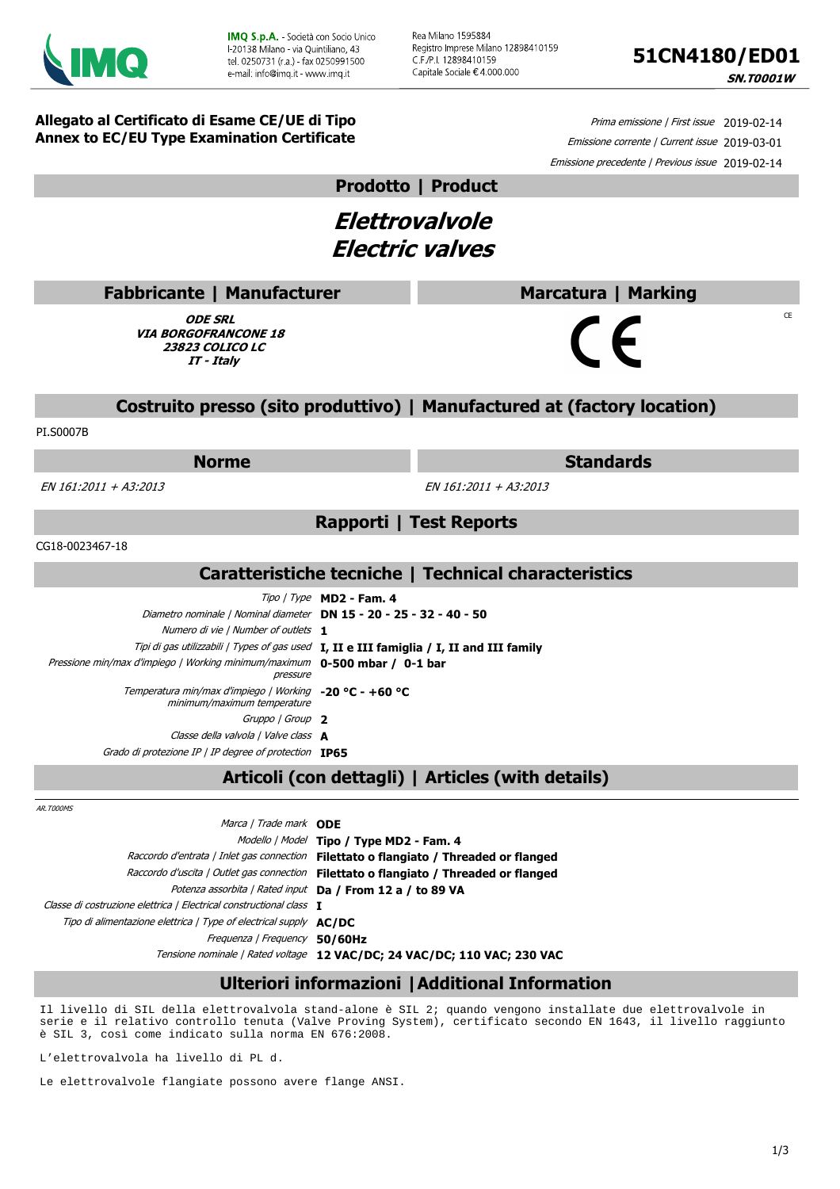**IMQ S.p.A.** - Società con Socio Unico
I-20138 Milano - via Quintiliano, 43
tel. 0250731 (r.a.) - fax 0250991500
e-mail: info@imq.it - www.imq.it

Rea Milano 1595884
Registro Imprese Milano 12898410159
C.F./P.I. 12898410159
Capitale Sociale € 4.000.000

# 51CN4180/ED01

***SN.T0001W***

**Allegato al Certificato di Esame CE/UE di Tipo**
**Annex to EC/EU Type Examination Certificate**

*Prima emissione | First issue* 2019-02-14
*Emissione corrente | Current issue* 2019-03-01
*Emissione precedente | Previous issue* 2019-02-14

## Prodotto | Product

# *Elettrovalvole*
# *Electric valves*

## Fabbricante | Manufacturer

***ODE SRL***
***VIA BORGOFRANCONE 18***
***23823 COLICO LC***
***IT - Italy***

## Marcatura | Marking

CE

## Costruito presso (sito produttivo) | Manufactured at (factory location)

PI.S0007B

| Norme | Standards |
|---|---|
| *EN 161:2011 + A3:2013* | *EN 161:2011 + A3:2013* |

## Rapporti | Test Reports

CG18-0023467-18

## Caratteristiche tecniche | Technical characteristics

| | |
|---|---|
| *Tipo / Type* | **MD2 - Fam. 4** |
| *Diametro nominale / Nominal diameter* | **DN 15 - 20 - 25 - 32 - 40 - 50** |
| *Numero di vie / Number of outlets* | **1** |
| *Tipi di gas utilizzabili / Types of gas used* | **I, II e III famiglia / I, II and III family** |
| *Pressione min/max d'impiego / Working minimum/maximum pressure* | **0-500 mbar / 0-1 bar** |
| *Temperatura min/max d'impiego / Working minimum/maximum temperature* | **-20 °C - +60 °C** |
| *Gruppo / Group* | **2** |
| *Classe della valvola / Valve class* | **A** |
| *Grado di protezione IP / IP degree of protection* | **IP65** |

## Articoli (con dettagli) | Articles (with details)

*AR.T000MS*

| | |
|---|---|
| *Marca / Trade mark* | **ODE** |
| *Modello / Model* | **Tipo / Type MD2 - Fam. 4** |
| *Raccordo d'entrata / Inlet gas connection* | **Filettato o flangiato / Threaded or flanged** |
| *Raccordo d'uscita / Outlet gas connection* | **Filettato o flangiato / Threaded or flanged** |
| *Potenza assorbita / Rated input* | **Da / From 12 a / to 89 VA** |
| *Classe di costruzione elettrica / Electrical constructional class* | **I** |
| *Tipo di alimentazione elettrica / Type of electrical supply* | **AC/DC** |
| *Frequenza / Frequency* | **50/60Hz** |
| *Tensione nominale / Rated voltage* | **12 VAC/DC; 24 VAC/DC; 110 VAC; 230 VAC** |

## Ulteriori informazioni | Additional Information

Il livello di SIL della elettrovalvola stand-alone è SIL 2; quando vengono installate due elettrovalvole in serie e il relativo controllo tenuta (Valve Proving System), certificato secondo EN 1643, il livello raggiunto è SIL 3, così come indicato sulla norma EN 676:2008.

L'elettrovalvola ha livello di PL d.

Le elettrovalvole flangiate possono avere flange ANSI.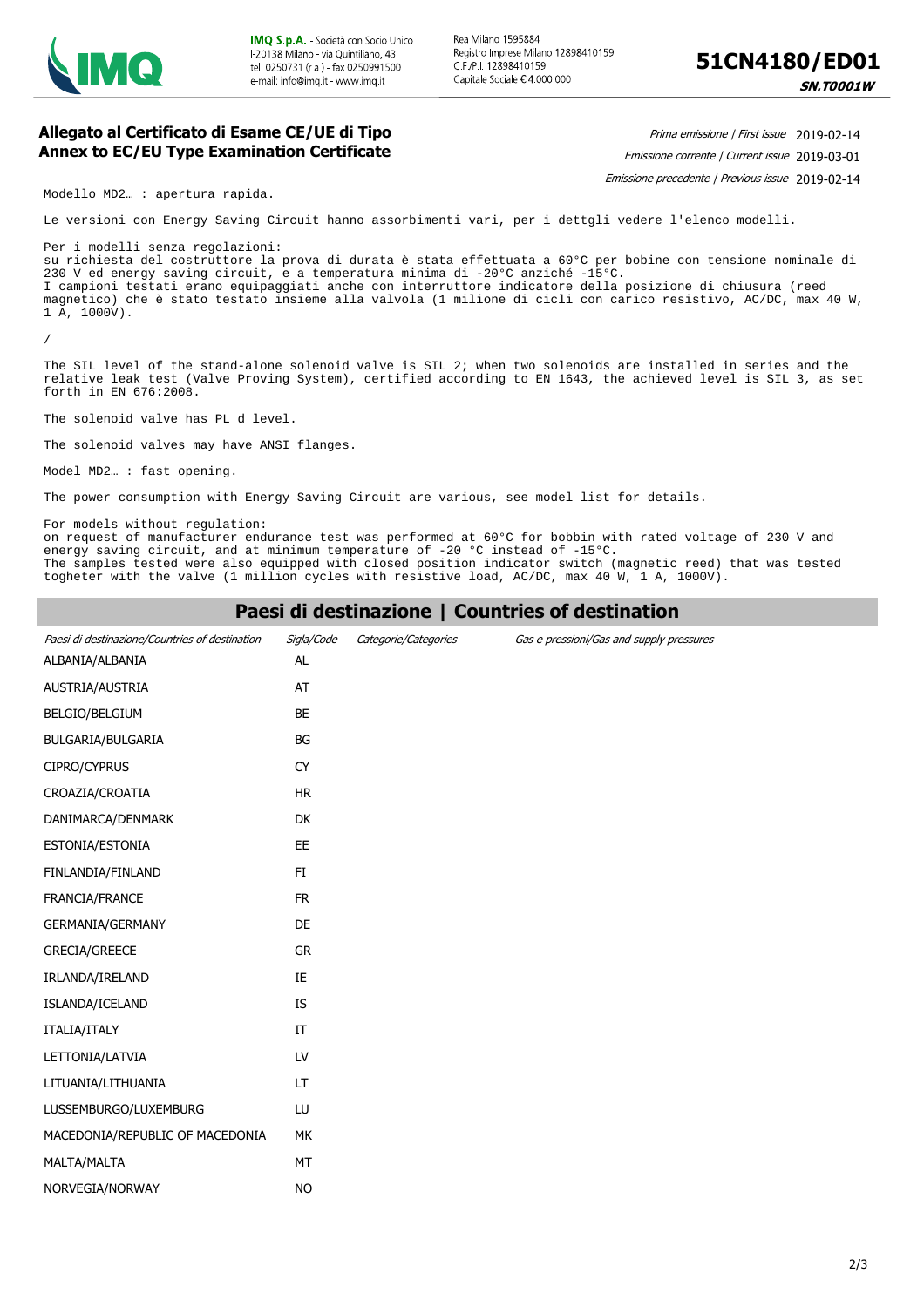**Allegato al Certificato di Esame CE/UE di Tipo**
**Annex to EC/EU Type Examination Certificate**

*Prima emissione | First issue* 2019-02-14
*Emissione corrente | Current issue* 2019-03-01
*Emissione precedente | Previous issue* 2019-02-14

Modello MD2… : apertura rapida.

Le versioni con Energy Saving Circuit hanno assorbimenti vari, per i dettgli vedere l'elenco modelli.

Per i modelli senza regolazioni:
su richiesta del costruttore la prova di durata è stata effettuata a 60°C per bobine con tensione nominale di 230 V ed energy saving circuit, e a temperatura minima di -20°C anziché -15°C.
I campioni testati erano equipaggiati anche con interruttore indicatore della posizione di chiusura (reed magnetico) che è stato testato insieme alla valvola (1 milione di cicli con carico resistivo, AC/DC, max 40 W, 1 A, 1000V).

/

The SIL level of the stand-alone solenoid valve is SIL 2; when two solenoids are installed in series and the relative leak test (Valve Proving System), certified according to EN 1643, the achieved level is SIL 3, as set forth in EN 676:2008.

The solenoid valve has PL d level.

The solenoid valves may have ANSI flanges.

Model MD2… : fast opening.

The power consumption with Energy Saving Circuit are various, see model list for details.

For models without regulation:
on request of manufacturer endurance test was performed at 60°C for bobbin with rated voltage of 230 V and energy saving circuit, and at minimum temperature of -20 °C instead of -15°C.
The samples tested were also equipped with closed position indicator switch (magnetic reed) that was tested togheter with the valve (1 million cycles with resistive load, AC/DC, max 40 W, 1 A, 1000V).

## Paesi di destinazione | Countries of destination

| *Paesi di destinazione/Countries of destination* | *Sigla/Code* | *Categorie/Categories* | *Gas e pressioni/Gas and supply pressures* |
|---|---|---|---|
| ALBANIA/ALBANIA | AL | | |
| AUSTRIA/AUSTRIA | AT | | |
| BELGIO/BELGIUM | BE | | |
| BULGARIA/BULGARIA | BG | | |
| CIPRO/CYPRUS | CY | | |
| CROAZIA/CROATIA | HR | | |
| DANIMARCA/DENMARK | DK | | |
| ESTONIA/ESTONIA | EE | | |
| FINLANDIA/FINLAND | FI | | |
| FRANCIA/FRANCE | FR | | |
| GERMANIA/GERMANY | DE | | |
| GRECIA/GREECE | GR | | |
| IRLANDA/IRELAND | IE | | |
| ISLANDA/ICELAND | IS | | |
| ITALIA/ITALY | IT | | |
| LETTONIA/LATVIA | LV | | |
| LITUANIA/LITHUANIA | LT | | |
| LUSSEMBURGO/LUXEMBURG | LU | | |
| MACEDONIA/REPUBLIC OF MACEDONIA | MK | | |
| MALTA/MALTA | MT | | |
| NORVEGIA/NORWAY | NO | | |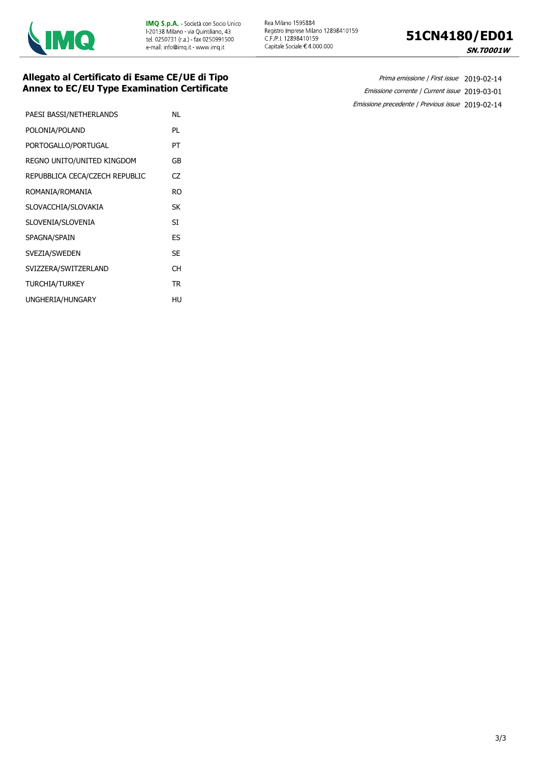## Allegato al Certificato di Esame CE/UE di Tipo
## Annex to EC/EU Type Examination Certificate

*Prima emissione | First issue* 2019-02-14
*Emissione corrente | Current issue* 2019-03-01
*Emissione precedente | Previous issue* 2019-02-14

| | |
|---|---|
| PAESI BASSI/NETHERLANDS | NL |
| POLONIA/POLAND | PL |
| PORTOGALLO/PORTUGAL | PT |
| REGNO UNITO/UNITED KINGDOM | GB |
| REPUBBLICA CECA/CZECH REPUBLIC | CZ |
| ROMANIA/ROMANIA | RO |
| SLOVACCHIA/SLOVAKIA | SK |
| SLOVENIA/SLOVENIA | SI |
| SPAGNA/SPAIN | ES |
| SVEZIA/SWEDEN | SE |
| SVIZZERA/SWITZERLAND | CH |
| TURCHIA/TURKEY | TR |
| UNGHERIA/HUNGARY | HU |